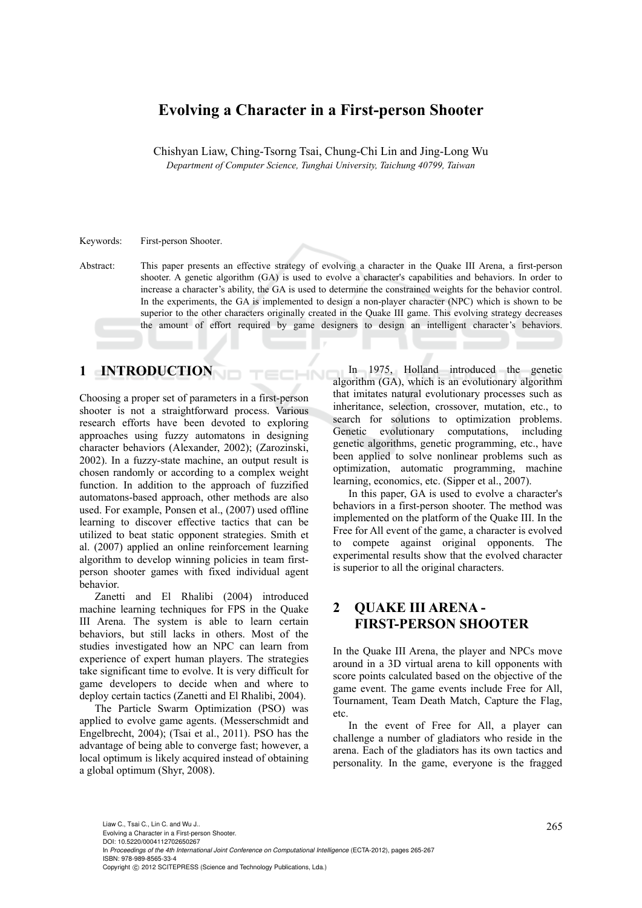# Evolving a Character in a First-person Shooter

Chishyan Liaw, Ching-Tsorng Tsai, Chung-Chi Lin and Jing-Long Wu

*Department of Computer Science, Tunghai University, Taichung 40799, Taiwan*

Keywords: First-person Shooter.

Abstract: This paper presents an effective strategy of evolving a character in the Quake III Arena, a first-person shooter. A genetic algorithm (GA) is used to evolve a character's capabilities and behaviors. In order to increase a character's ability, the GA is used to determine the constrained weights for the behavior control. In the experiments, the GA is implemented to design a non-player character (NPC) which is shown to be superior to the other characters originally created in the Quake III game. This evolving strategy decreases the amount of effort required by game designers to design an intelligent character's behaviors.

## 1 INTRODUCTION

Choosing a proper set of parameters in a first-person shooter is not a straightforward process. Various research efforts have been devoted to exploring approaches using fuzzy automatons in designing character behaviors (Alexander, 2002); (Zarozinski, 2002). In a fuzzy-state machine, an output result is chosen randomly or according to a complex weight function. In addition to the approach of fuzzified automatons-based approach, other methods are also used. For example, Ponsen et al., (2007) used offline learning to discover effective tactics that can be utilized to beat static opponent strategies. Smith et al. (2007) applied an online reinforcement learning algorithm to develop winning policies in team first-person shooter games with fixed individual agent behavior.

Zanetti and El Rhalibi (2004) introduced machine learning techniques for FPS in the Quake III Arena. The system is able to learn certain behaviors, but still lacks in others. Most of the studies investigated how an NPC can learn from experience of expert human players. The strategies take significant time to evolve. It is very difficult for game developers to decide when and where to deploy certain tactics (Zanetti and El Rhalibi, 2004).

The Particle Swarm Optimization (PSO) was applied to evolve game agents. (Messerschmidt and Engelbrecht, 2004); (Tsai et al., 2011). PSO has the advantage of being able to converge fast; however, a local optimum is likely acquired instead of obtaining a global optimum (Shyr, 2008).

In 1975, Holland introduced the genetic algorithm (GA), which is an evolutionary algorithm that imitates natural evolutionary processes such as inheritance, selection, crossover, mutation, etc., to search for solutions to optimization problems. Genetic evolutionary computations, including genetic algorithms, genetic programming, etc., have been applied to solve nonlinear problems such as optimization, automatic programming, machine learning, economics, etc. (Sipper et al., 2007).

In this paper, GA is used to evolve a character's behaviors in a first-person shooter. The method was implemented on the platform of the Quake III. In the Free for All event of the game, a character is evolved to compete against original opponents. The experimental results show that the evolved character is superior to all the original characters.

## 2 QUAKE III ARENA - FIRST-PERSON SHOOTER

In the Quake III Arena, the player and NPCs move around in a 3D virtual arena to kill opponents with score points calculated based on the objective of the game event. The game events include Free for All, Tournament, Team Death Match, Capture the Flag, etc.

In the event of Free for All, a player can challenge a number of gladiators who reside in the arena. Each of the gladiators has its own tactics and personality. In the game, everyone is the fragged

Liaw C., Tsai C., Lin C. and Wu J..
Evolving a Character in a First-person Shooter.
DOI: 10.5220/0004112702650267
In *Proceedings of the 4th International Joint Conference on Computational Intelligence* (ECTA-2012), pages 265-267
ISBN: 978-989-8565-33-4
Copyright © 2012 SCITEPRESS (Science and Technology Publications, Lda.)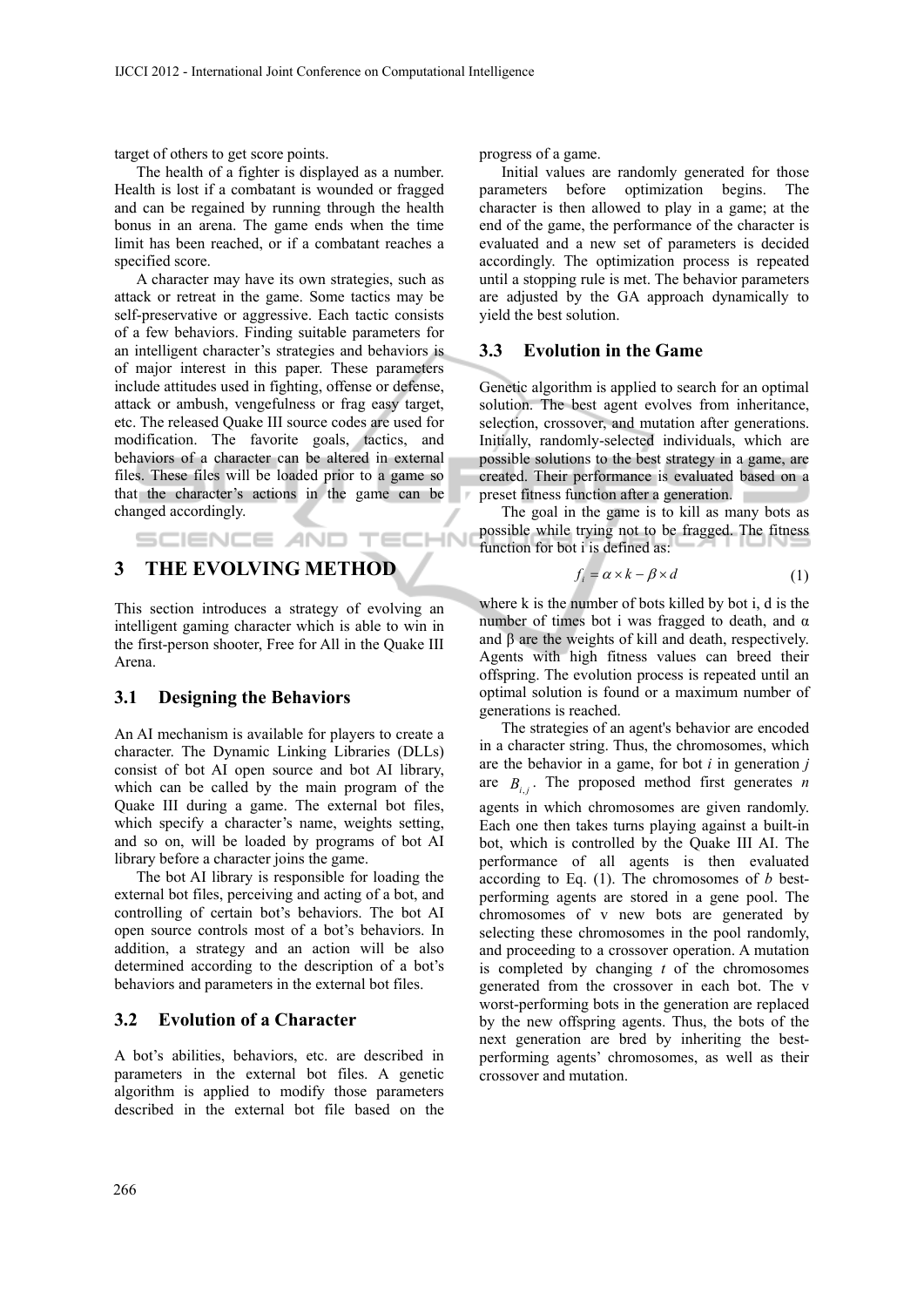target of others to get score points.

The health of a fighter is displayed as a number. Health is lost if a combatant is wounded or fragged and can be regained by running through the health bonus in an arena. The game ends when the time limit has been reached, or if a combatant reaches a specified score.

A character may have its own strategies, such as attack or retreat in the game. Some tactics may be self-preservative or aggressive. Each tactic consists of a few behaviors. Finding suitable parameters for an intelligent character's strategies and behaviors is of major interest in this paper. These parameters include attitudes used in fighting, offense or defense, attack or ambush, vengefulness or frag easy target, etc. The released Quake III source codes are used for modification. The favorite goals, tactics, and behaviors of a character can be altered in external files. These files will be loaded prior to a game so that the character's actions in the game can be changed accordingly.

# 3 THE EVOLVING METHOD

This section introduces a strategy of evolving an intelligent gaming character which is able to win in the first-person shooter, Free for All in the Quake III Arena.

## 3.1 Designing the Behaviors

An AI mechanism is available for players to create a character. The Dynamic Linking Libraries (DLLs) consist of bot AI open source and bot AI library, which can be called by the main program of the Quake III during a game. The external bot files, which specify a character's name, weights setting, and so on, will be loaded by programs of bot AI library before a character joins the game.

The bot AI library is responsible for loading the external bot files, perceiving and acting of a bot, and controlling of certain bot's behaviors. The bot AI open source controls most of a bot's behaviors. In addition, a strategy and an action will be also determined according to the description of a bot's behaviors and parameters in the external bot files.

## 3.2 Evolution of a Character

A bot's abilities, behaviors, etc. are described in parameters in the external bot files. A genetic algorithm is applied to modify those parameters described in the external bot file based on the progress of a game.

Initial values are randomly generated for those parameters before optimization begins. The character is then allowed to play in a game; at the end of the game, the performance of the character is evaluated and a new set of parameters is decided accordingly. The optimization process is repeated until a stopping rule is met. The behavior parameters are adjusted by the GA approach dynamically to yield the best solution.

## 3.3 Evolution in the Game

Genetic algorithm is applied to search for an optimal solution. The best agent evolves from inheritance, selection, crossover, and mutation after generations. Initially, randomly-selected individuals, which are possible solutions to the best strategy in a game, are created. Their performance is evaluated based on a preset fitness function after a generation.

The goal in the game is to kill as many bots as possible while trying not to be fragged. The fitness function for bot i is defined as:

$$f_i = \alpha \times k - \beta \times d \tag{1}$$

where k is the number of bots killed by bot i, d is the number of times bot i was fragged to death, and $\alpha$ and $\beta$ are the weights of kill and death, respectively. Agents with high fitness values can breed their offspring. The evolution process is repeated until an optimal solution is found or a maximum number of generations is reached.

The strategies of an agent's behavior are encoded in a character string. Thus, the chromosomes, which are the behavior in a game, for bot *i* in generation *j* are $B_{i,j}$. The proposed method first generates *n* agents in which chromosomes are given randomly. Each one then takes turns playing against a built-in bot, which is controlled by the Quake III AI. The performance of all agents is then evaluated according to Eq. (1). The chromosomes of *b* best-performing agents are stored in a gene pool. The chromosomes of v new bots are generated by selecting these chromosomes in the pool randomly, and proceeding to a crossover operation. A mutation is completed by changing *t* of the chromosomes generated from the crossover in each bot. The v worst-performing bots in the generation are replaced by the new offspring agents. Thus, the bots of the next generation are bred by inheriting the best-performing agents' chromosomes, as well as their crossover and mutation.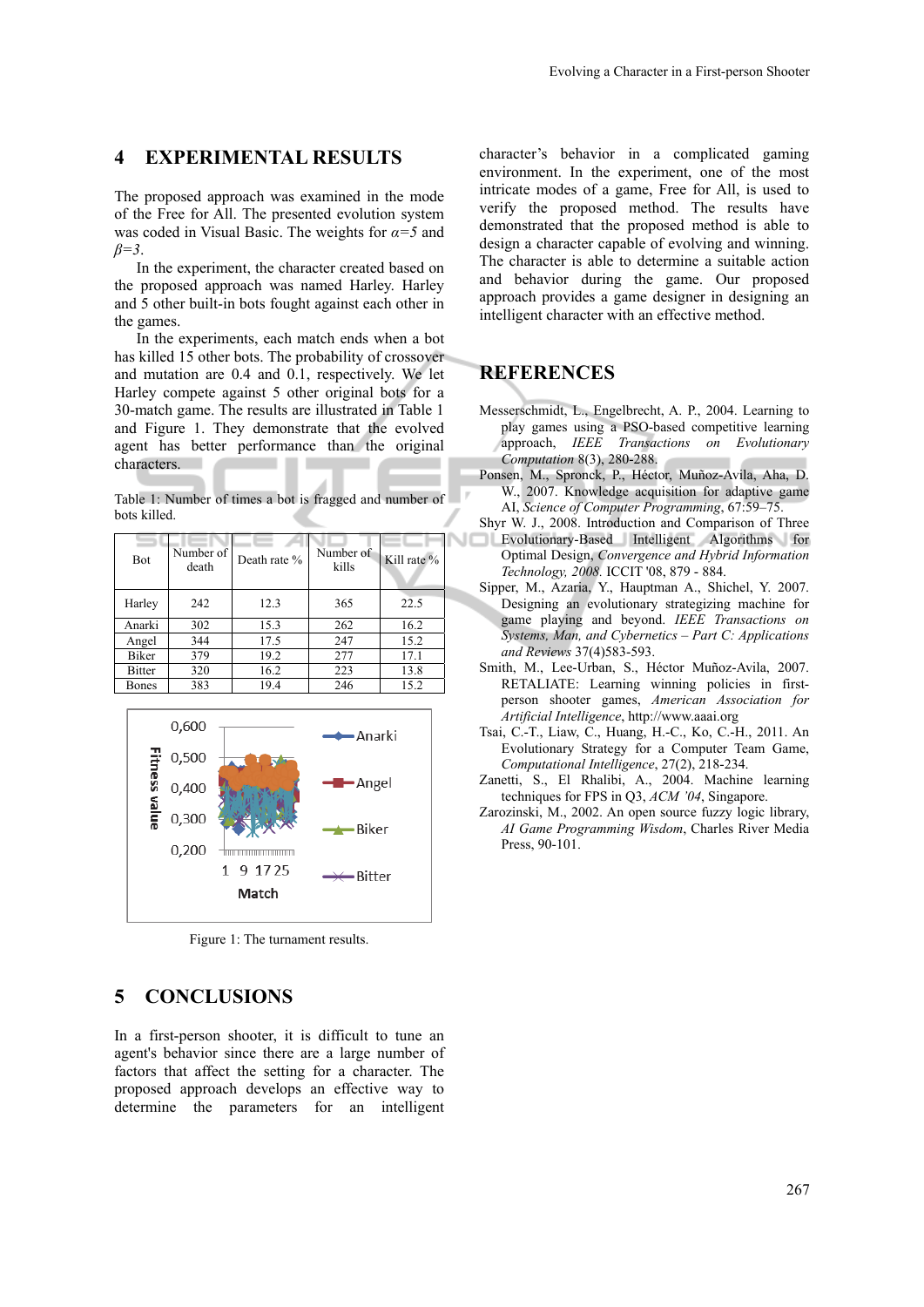## 4 EXPERIMENTAL RESULTS

The proposed approach was examined in the mode of the Free for All. The presented evolution system was coded in Visual Basic. The weights for $\alpha=5$ and $\beta=3$.

In the experiment, the character created based on the proposed approach was named Harley. Harley and 5 other built-in bots fought against each other in the games.

In the experiments, each match ends when a bot has killed 15 other bots. The probability of crossover and mutation are 0.4 and 0.1, respectively. We let Harley compete against 5 other original bots for a 30-match game. The results are illustrated in Table 1 and Figure 1. They demonstrate that the evolved agent has better performance than the original characters.

Table 1: Number of times a bot is fragged and number of bots killed.

| Bot | Number of death | Death rate % | Number of kills | Kill rate % |
|---|---|---|---|---|
| Harley | 242 | 12.3 | 365 | 22.5 |
| Anarki | 302 | 15.3 | 262 | 16.2 |
| Angel | 344 | 17.5 | 247 | 15.2 |
| Biker | 379 | 19.2 | 277 | 17.1 |
| Bitter | 320 | 16.2 | 223 | 13.8 |
| Bones | 383 | 19.4 | 246 | 15.2 |

0,600
0,500
0,400
0,300
0,200
Fitness value
1 9 17 25
Match
Anarki
Angel
Biker
Bitter

Figure 1: The turnament results.

## 5 CONCLUSIONS

In a first-person shooter, it is difficult to tune an agent's behavior since there are a large number of factors that affect the setting for a character. The proposed approach develops an effective way to determine the parameters for an intelligent character's behavior in a complicated gaming environment. In the experiment, one of the most intricate modes of a game, Free for All, is used to verify the proposed method. The results have demonstrated that the proposed method is able to design a character capable of evolving and winning. The character is able to determine a suitable action and behavior during the game. Our proposed approach provides a game designer in designing an intelligent character with an effective method.

## REFERENCES

Messerschmidt, L., Engelbrecht, A. P., 2004. Learning to play games using a PSO-based competitive learning approach, *IEEE Transactions on Evolutionary Computation* 8(3), 280-288.

Ponsen, M., Spronck, P., Héctor, Muñoz-Avila, Aha, D. W., 2007. Knowledge acquisition for adaptive game AI, *Science of Computer Programming*, 67:59–75.

Shyr W. J., 2008. Introduction and Comparison of Three Evolutionary-Based Intelligent Algorithms for Optimal Design, *Convergence and Hybrid Information Technology, 2008.* ICCIT '08, 879 - 884.

Sipper, M., Azaria, Y., Hauptman A., Shichel, Y. 2007. Designing an evolutionary strategizing machine for game playing and beyond. *IEEE Transactions on Systems, Man, and Cybernetics – Part C: Applications and Reviews* 37(4)583-593.

Smith, M., Lee-Urban, S., Héctor Muñoz-Avila, 2007. RETALIATE: Learning winning policies in first-person shooter games, *American Association for Artificial Intelligence*, http://www.aaai.org

Tsai, C.-T., Liaw, C., Huang, H.-C., Ko, C.-H., 2011. An Evolutionary Strategy for a Computer Team Game, *Computational Intelligence*, 27(2), 218-234.

Zanetti, S., El Rhalibi, A., 2004. Machine learning techniques for FPS in Q3, *ACM '04*, Singapore.

Zarozinski, M., 2002. An open source fuzzy logic library, *AI Game Programming Wisdom*, Charles River Media Press, 90-101.